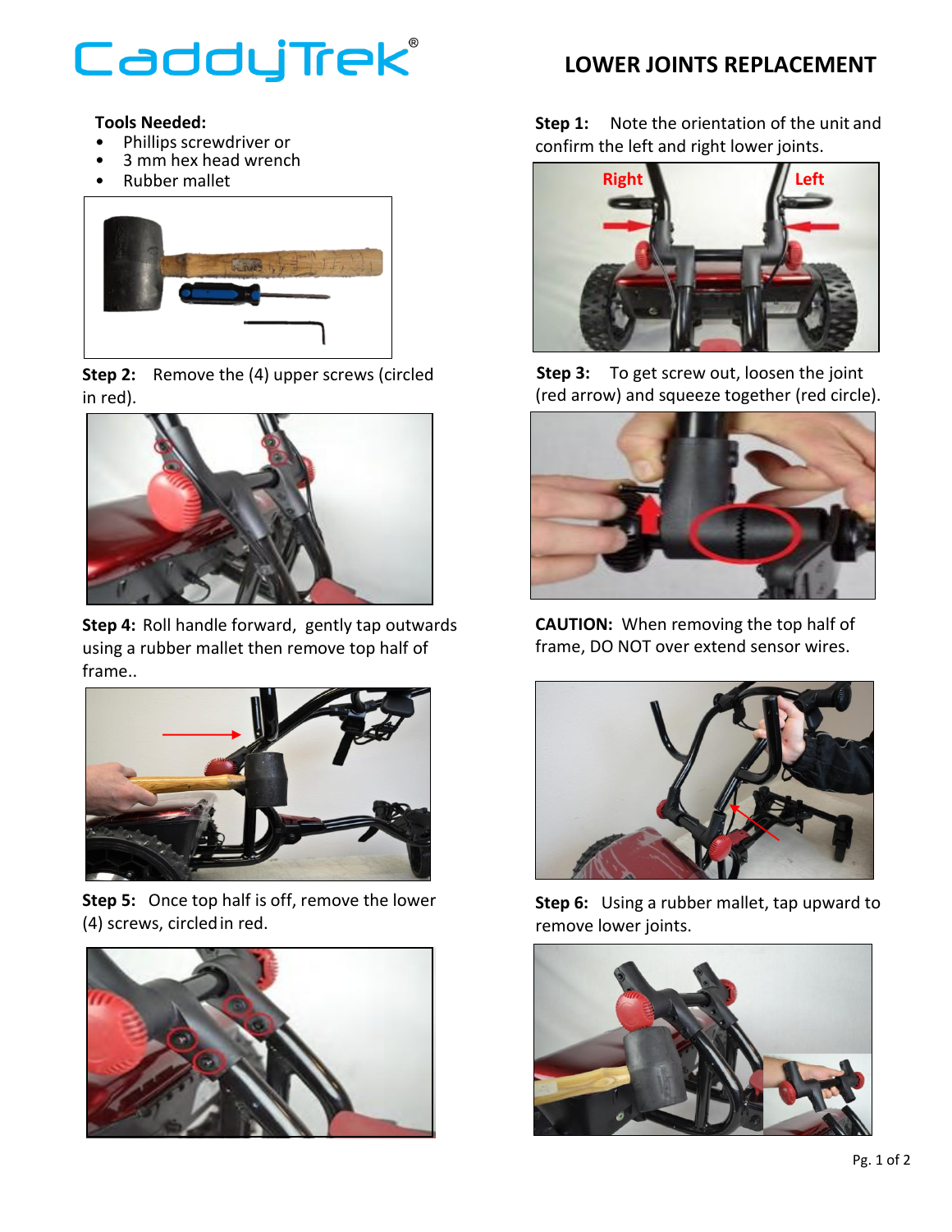# CaddyTrek®

## LOWER JOINTS REPLACEMENT

**Tools Needed:**

- Phillips screwdriver or
- 3 mm hex head wrench
- Rubber mallet

**Step 1:** Note the orientation of the unit and confirm the left and right lower joints.

**Step 2:** Remove the (4) upper screws (circled in red).

**Step 3:** To get screw out, loosen the joint (red arrow) and squeeze together (red circle).

**Step 4:** Roll handle forward, gently tap outwards using a rubber mallet then remove top half of frame..

**CAUTION:** When removing the top half of frame, DO NOT over extend sensor wires.

**Step 5:** Once top half is off, remove the lower (4) screws, circled in red.

**Step 6:** Using a rubber mallet, tap upward to remove lower joints.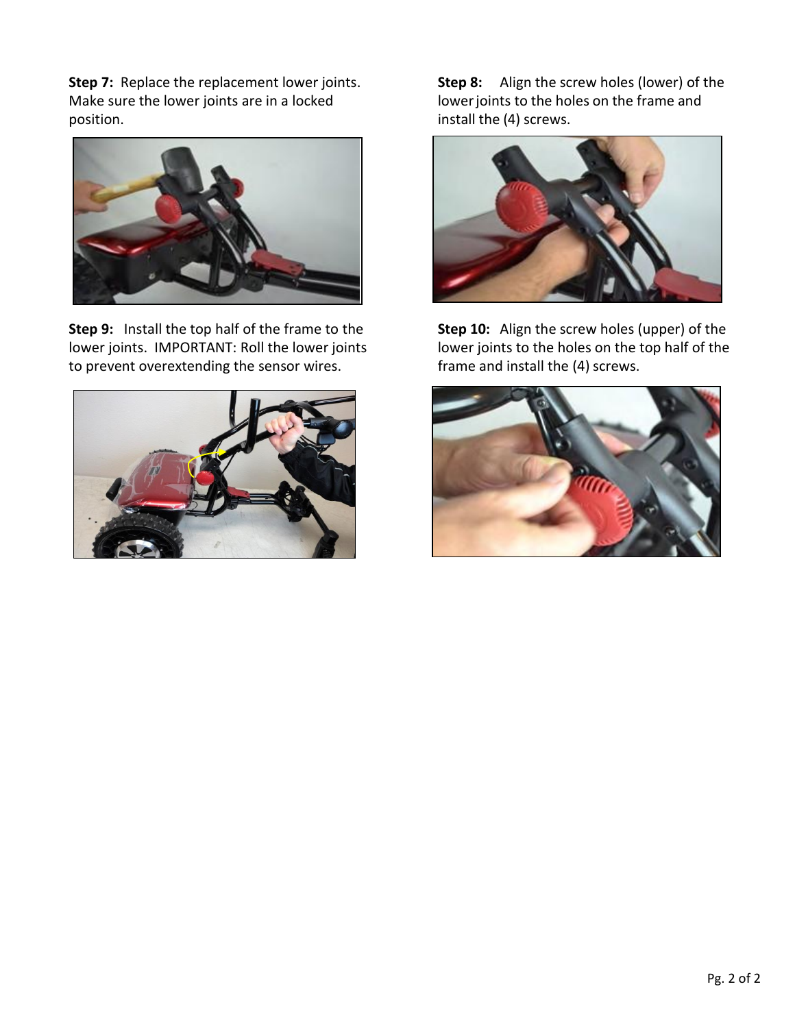**Step 7:** Replace the replacement lower joints. Make sure the lower joints are in a locked position.

**Step 8:** Align the screw holes (lower) of the lower joints to the holes on the frame and install the (4) screws.

**Step 9:** Install the top half of the frame to the lower joints. IMPORTANT: Roll the lower joints to prevent overextending the sensor wires.

**Step 10:** Align the screw holes (upper) of the lower joints to the holes on the top half of the frame and install the (4) screws.